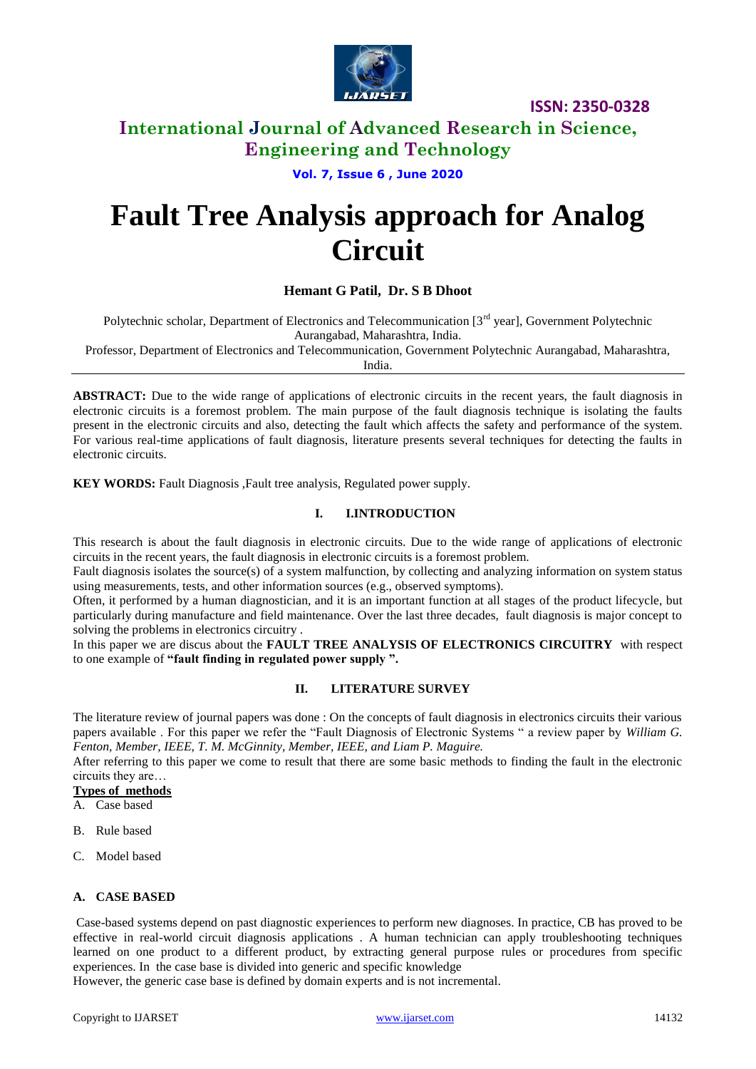# Fault Tree Analysis approach for Analog Circuit

**Hemant G Patil, Dr. S B Dhoot**

Polytechnic scholar, Department of Electronics and Telecommunication [3rd year], Government Polytechnic Aurangabad, Maharashtra, India.

Professor, Department of Electronics and Telecommunication, Government Polytechnic Aurangabad, Maharashtra, India.

---

**ABSTRACT:** Due to the wide range of applications of electronic circuits in the recent years, the fault diagnosis in electronic circuits is a foremost problem. The main purpose of the fault diagnosis technique is isolating the faults present in the electronic circuits and also, detecting the fault which affects the safety and performance of the system. For various real-time applications of fault diagnosis, literature presents several techniques for detecting the faults in electronic circuits.

**KEY WORDS:** Fault Diagnosis ,Fault tree analysis, Regulated power supply.

## I. I.INTRODUCTION

This research is about the fault diagnosis in electronic circuits. Due to the wide range of applications of electronic circuits in the recent years, the fault diagnosis in electronic circuits is a foremost problem.

Fault diagnosis isolates the source(s) of a system malfunction, by collecting and analyzing information on system status using measurements, tests, and other information sources (e.g., observed symptoms).

Often, it performed by a human diagnostician, and it is an important function at all stages of the product lifecycle, but particularly during manufacture and field maintenance. Over the last three decades, fault diagnosis is major concept to solving the problems in electronics circuitry .

In this paper we are discus about the **FAULT TREE ANALYSIS OF ELECTRONICS CIRCUITRY** with respect to one example of **"fault finding in regulated power supply ".**

## II. LITERATURE SURVEY

The literature review of journal papers was done : On the concepts of fault diagnosis in electronics circuits their various papers available . For this paper we refer the "Fault Diagnosis of Electronic Systems " a review paper by *William G. Fenton, Member, IEEE, T. M. McGinnity, Member, IEEE, and Liam P. Maguire.*

After referring to this paper we come to result that there are some basic methods to finding the fault in the electronic circuits they are…

**Types of methods**

A. Case based

B. Rule based

C. Model based

### A. CASE BASED

Case-based systems depend on past diagnostic experiences to perform new diagnoses. In practice, CB has proved to be effective in real-world circuit diagnosis applications . A human technician can apply troubleshooting techniques learned on one product to a different product, by extracting general purpose rules or procedures from specific experiences. In the case base is divided into generic and specific knowledge

However, the generic case base is defined by domain experts and is not incremental.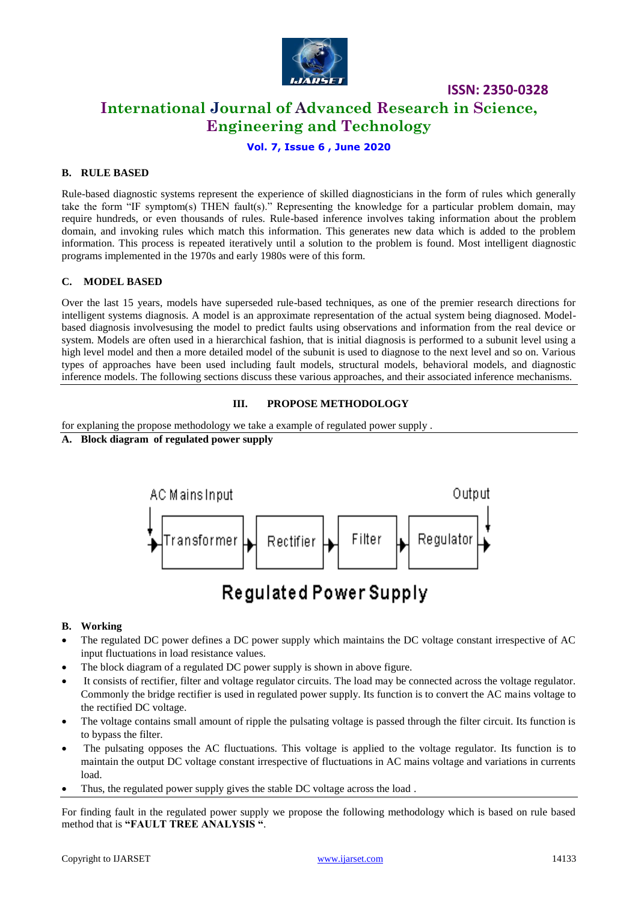### B. RULE BASED

Rule-based diagnostic systems represent the experience of skilled diagnosticians in the form of rules which generally take the form "IF symptom(s) THEN fault(s)." Representing the knowledge for a particular problem domain, may require hundreds, or even thousands of rules. Rule-based inference involves taking information about the problem domain, and invoking rules which match this information. This generates new data which is added to the problem information. This process is repeated iteratively until a solution to the problem is found. Most intelligent diagnostic programs implemented in the 1970s and early 1980s were of this form.

### C. MODEL BASED

Over the last 15 years, models have superseded rule-based techniques, as one of the premier research directions for intelligent systems diagnosis. A model is an approximate representation of the actual system being diagnosed. Model-based diagnosis involvesusing the model to predict faults using observations and information from the real device or system. Models are often used in a hierarchical fashion, that is initial diagnosis is performed to a subunit level using a high level model and then a more detailed model of the subunit is used to diagnose to the next level and so on. Various types of approaches have been used including fault models, structural models, behavioral models, and diagnostic inference models. The following sections discuss these various approaches, and their associated inference mechanisms.

## III. PROPOSE METHODOLOGY

for explaning the propose methodology we take a example of regulated power supply .

### A. Block diagram of regulated power supply

AC Mains Input → Transformer → Rectifier → Filter → Regulator → Output

Regulated Power Supply

### B. Working

- The regulated DC power defines a DC power supply which maintains the DC voltage constant irrespective of AC input fluctuations in load resistance values.
- The block diagram of a regulated DC power supply is shown in above figure.
- It consists of rectifier, filter and voltage regulator circuits. The load may be connected across the voltage regulator. Commonly the bridge rectifier is used in regulated power supply. Its function is to convert the AC mains voltage to the rectified DC voltage.
- The voltage contains small amount of ripple the pulsating voltage is passed through the filter circuit. Its function is to bypass the filter.
- The pulsating opposes the AC fluctuations. This voltage is applied to the voltage regulator. Its function is to maintain the output DC voltage constant irrespective of fluctuations in AC mains voltage and variations in currents load.
- Thus, the regulated power supply gives the stable DC voltage across the load .

For finding fault in the regulated power supply we propose the following methodology which is based on rule based method that is **"FAULT TREE ANALYSIS "**.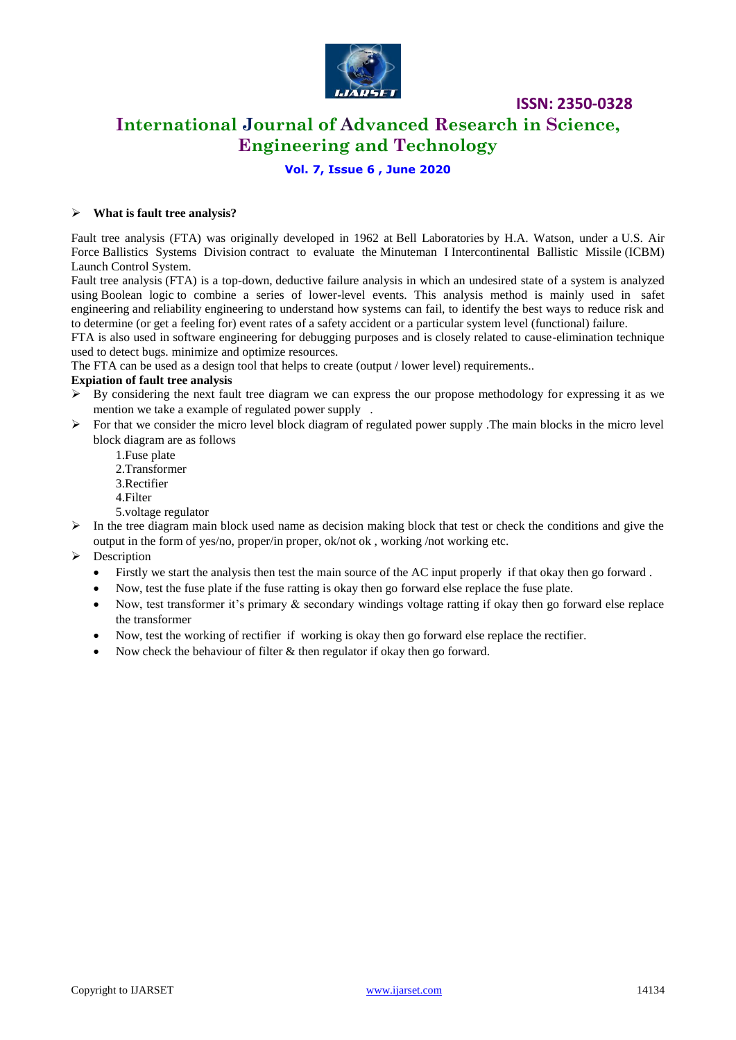- **What is fault tree analysis?**

Fault tree analysis (FTA) was originally developed in 1962 at Bell Laboratories by H.A. Watson, under a U.S. Air Force Ballistics Systems Division contract to evaluate the Minuteman I Intercontinental Ballistic Missile (ICBM) Launch Control System.

Fault tree analysis (FTA) is a top-down, deductive failure analysis in which an undesired state of a system is analyzed using Boolean logic to combine a series of lower-level events. This analysis method is mainly used in safet engineering and reliability engineering to understand how systems can fail, to identify the best ways to reduce risk and to determine (or get a feeling for) event rates of a safety accident or a particular system level (functional) failure.

FTA is also used in software engineering for debugging purposes and is closely related to cause-elimination technique used to detect bugs. minimize and optimize resources.

The FTA can be used as a design tool that helps to create (output / lower level) requirements..

**Expiation of fault tree analysis**

- By considering the next fault tree diagram we can express the our propose methodology for expressing it as we mention we take a example of regulated power supply .
- For that we consider the micro level block diagram of regulated power supply .The main blocks in the micro level block diagram are as follows

  1.Fuse plate
  2.Transformer
  3.Rectifier
  4.Filter
  5.voltage regulator

- In the tree diagram main block used name as decision making block that test or check the conditions and give the output in the form of yes/no, proper/in proper, ok/not ok , working /not working etc.
- Description
  - Firstly we start the analysis then test the main source of the AC input properly if that okay then go forward .
  - Now, test the fuse plate if the fuse ratting is okay then go forward else replace the fuse plate.
  - Now, test transformer it's primary & secondary windings voltage ratting if okay then go forward else replace the transformer
  - Now, test the working of rectifier if working is okay then go forward else replace the rectifier.
  - Now check the behaviour of filter & then regulator if okay then go forward.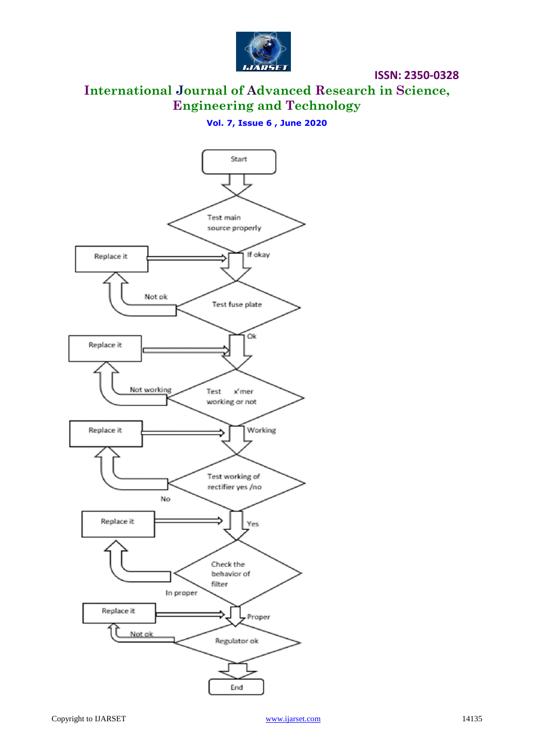Start

Test main source properly

If okay

Replace it

Not ok

Test fuse plate

Ok

Replace it

Not working

Test x'mer working or not

Working

Replace it

Test working of rectifier yes /no

No

Replace it

Yes

Check the behavior of filter

In proper

Replace it

Proper

Not ok

Regulator ok

End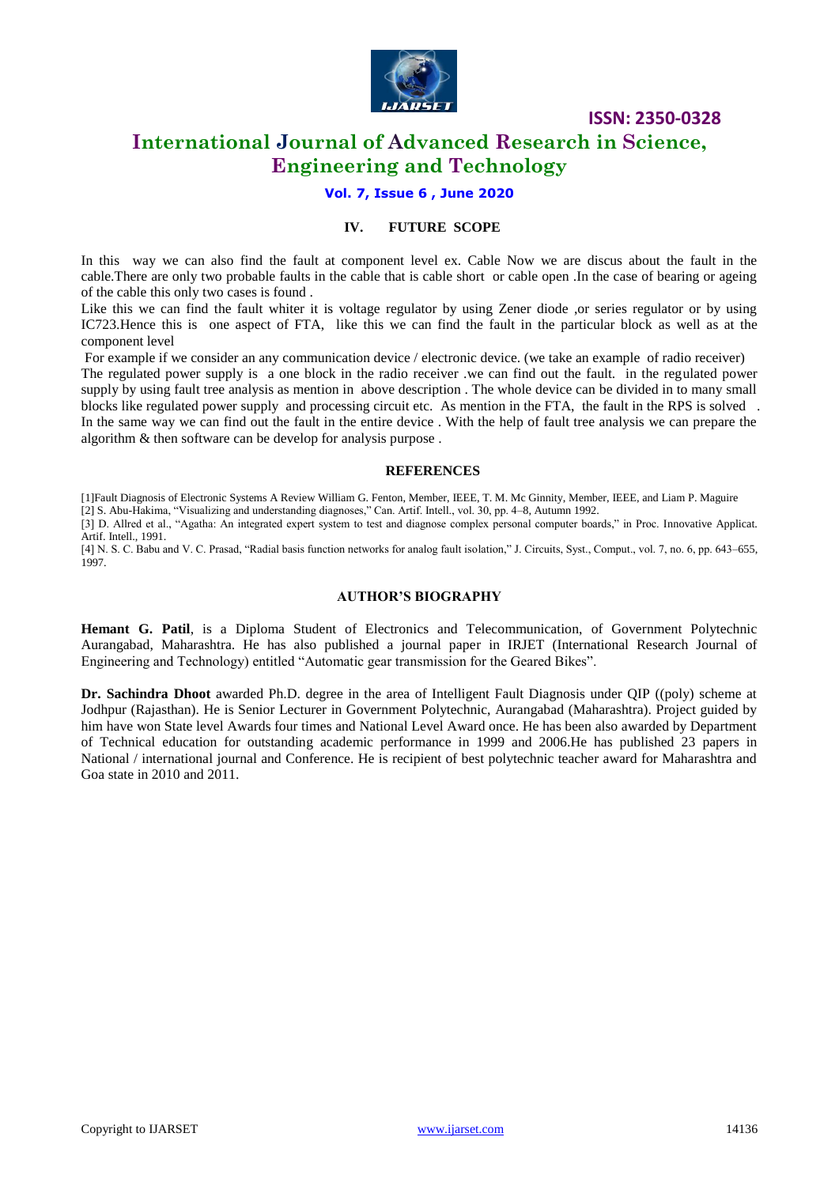## IV. FUTURE SCOPE

In this way we can also find the fault at component level ex. Cable Now we are discus about the fault in the cable.There are only two probable faults in the cable that is cable short or cable open .In the case of bearing or ageing of the cable this only two cases is found .

Like this we can find the fault whiter it is voltage regulator by using Zener diode ,or series regulator or by using IC723.Hence this is one aspect of FTA, like this we can find the fault in the particular block as well as at the component level

For example if we consider an any communication device / electronic device. (we take an example of radio receiver) The regulated power supply is a one block in the radio receiver .we can find out the fault. in the regulated power supply by using fault tree analysis as mention in above description . The whole device can be divided in to many small blocks like regulated power supply and processing circuit etc. As mention in the FTA, the fault in the RPS is solved . In the same way we can find out the fault in the entire device . With the help of fault tree analysis we can prepare the algorithm & then software can be develop for analysis purpose .

## REFERENCES

[1]Fault Diagnosis of Electronic Systems A Review William G. Fenton, Member, IEEE, T. M. Mc Ginnity, Member, IEEE, and Liam P. Maguire

[2] S. Abu-Hakima, "Visualizing and understanding diagnoses," Can. Artif. Intell., vol. 30, pp. 4–8, Autumn 1992.

[3] D. Allred et al., "Agatha: An integrated expert system to test and diagnose complex personal computer boards," in Proc. Innovative Applicat. Artif. Intell., 1991.

[4] N. S. C. Babu and V. C. Prasad, "Radial basis function networks for analog fault isolation," J. Circuits, Syst., Comput., vol. 7, no. 6, pp. 643–655, 1997.

## AUTHOR'S BIOGRAPHY

**Hemant G. Patil**, is a Diploma Student of Electronics and Telecommunication, of Government Polytechnic Aurangabad, Maharashtra. He has also published a journal paper in IRJET (International Research Journal of Engineering and Technology) entitled "Automatic gear transmission for the Geared Bikes".

**Dr. Sachindra Dhoot** awarded Ph.D. degree in the area of Intelligent Fault Diagnosis under QIP ((poly) scheme at Jodhpur (Rajasthan). He is Senior Lecturer in Government Polytechnic, Aurangabad (Maharashtra). Project guided by him have won State level Awards four times and National Level Award once. He has been also awarded by Department of Technical education for outstanding academic performance in 1999 and 2006.He has published 23 papers in National / international journal and Conference. He is recipient of best polytechnic teacher award for Maharashtra and Goa state in 2010 and 2011.